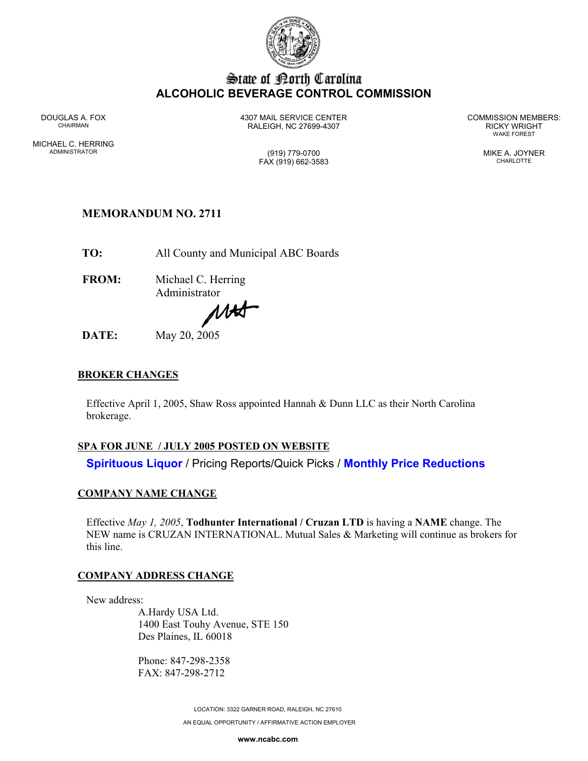# State of North Carolina
## ALCOHOLIC BEVERAGE CONTROL COMMISSION

DOUGLAS A. FOX
CHAIRMAN

MICHAEL C. HERRING
ADMINISTRATOR

4307 MAIL SERVICE CENTER
RALEIGH, NC 27699-4307

(919) 779-0700
FAX (919) 662-3583

COMMISSION MEMBERS:
RICKY WRIGHT
WAKE FOREST

MIKE A. JOYNER
CHARLOTTE

**MEMORANDUM NO. 2711**

**TO:** All County and Municipal ABC Boards

**FROM:** Michael C. Herring
Administrator

**DATE:** May 20, 2005

**BROKER CHANGES**

Effective April 1, 2005, Shaw Ross appointed Hannah & Dunn LLC as their North Carolina brokerage.

**SPA FOR JUNE / JULY 2005 POSTED ON WEBSITE**

**Spirituous Liquor** / Pricing Reports/Quick Picks / **Monthly Price Reductions**

**COMPANY NAME CHANGE**

Effective *May 1, 2005*, **Todhunter International / Cruzan LTD** is having a **NAME** change. The NEW name is CRUZAN INTERNATIONAL. Mutual Sales & Marketing will continue as brokers for this line.

**COMPANY ADDRESS CHANGE**

New address:

A.Hardy USA Ltd.
1400 East Touhy Avenue, STE 150
Des Plaines, IL 60018

Phone: 847-298-2358
FAX: 847-298-2712

LOCATION: 3322 GARNER ROAD, RALEIGH, NC 27610
AN EQUAL OPPORTUNITY / AFFIRMATIVE ACTION EMPLOYER
www.ncabc.com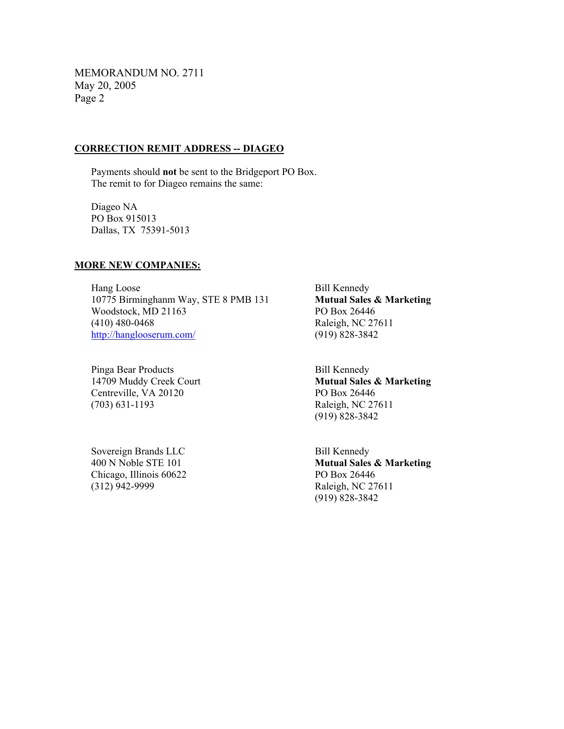MEMORANDUM NO. 2711
May 20, 2005
Page 2

## CORRECTION REMIT ADDRESS -- DIAGEO

Payments should **not** be sent to the Bridgeport PO Box.
The remit to for Diageo remains the same:

Diageo NA
PO Box 915013
Dallas, TX 75391-5013

## MORE NEW COMPANIES:

| | |
|---|---|
| Hang Loose<br>10775 Birminghanm Way, STE 8 PMB 131<br>Woodstock, MD 21163<br>(410) 480-0468<br>http://hanglooserum.com/ | Bill Kennedy<br>**Mutual Sales & Marketing**<br>PO Box 26446<br>Raleigh, NC 27611<br>(919) 828-3842 |
| Pinga Bear Products<br>14709 Muddy Creek Court<br>Centreville, VA 20120<br>(703) 631-1193 | Bill Kennedy<br>**Mutual Sales & Marketing**<br>PO Box 26446<br>Raleigh, NC 27611<br>(919) 828-3842 |
| Sovereign Brands LLC<br>400 N Noble STE 101<br>Chicago, Illinois 60622<br>(312) 942-9999 | Bill Kennedy<br>**Mutual Sales & Marketing**<br>PO Box 26446<br>Raleigh, NC 27611<br>(919) 828-3842 |